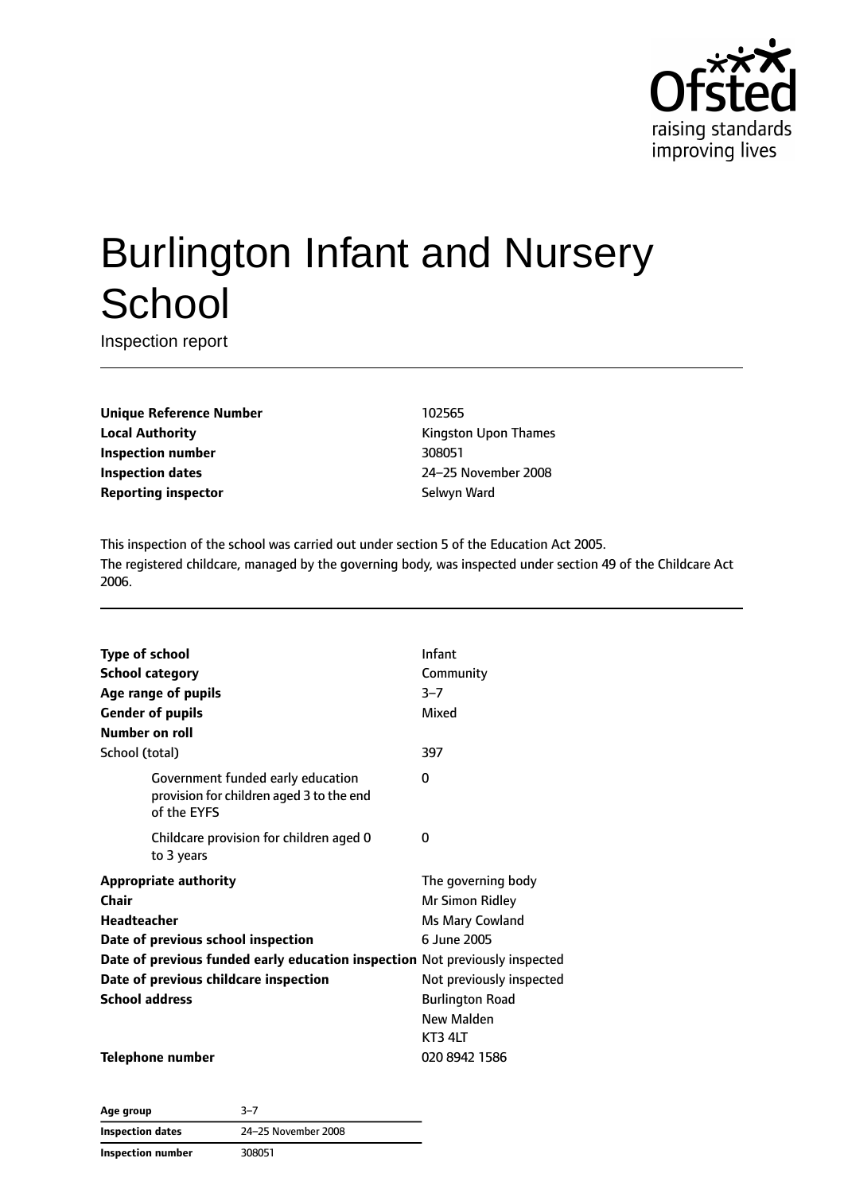# Burlington Infant and Nursery School

Inspection report

| | |
|---|---|
| **Unique Reference Number** | 102565 |
| **Local Authority** | Kingston Upon Thames |
| **Inspection number** | 308051 |
| **Inspection dates** | 24–25 November 2008 |
| **Reporting inspector** | Selwyn Ward |

This inspection of the school was carried out under section 5 of the Education Act 2005.
The registered childcare, managed by the governing body, was inspected under section 49 of the Childcare Act 2006.

| | |
|---|---|
| **Type of school** | Infant |
| **School category** | Community |
| **Age range of pupils** | 3–7 |
| **Gender of pupils** | Mixed |
| **Number on roll** | |
| School (total) | 397 |
| Government funded early education provision for children aged 3 to the end of the EYFS | 0 |
| Childcare provision for children aged 0 to 3 years | 0 |
| **Appropriate authority** | The governing body |
| **Chair** | Mr Simon Ridley |
| **Headteacher** | Ms Mary Cowland |
| **Date of previous school inspection** | 6 June 2005 |
| **Date of previous funded early education inspection** | Not previously inspected |
| **Date of previous childcare inspection** | Not previously inspected |
| **School address** | Burlington Road<br>New Malden<br>KT3 4LT |
| **Telephone number** | 020 8942 1586 |

| | |
|---|---|
| **Age group** | 3–7 |
| **Inspection dates** | 24–25 November 2008 |
| **Inspection number** | 308051 |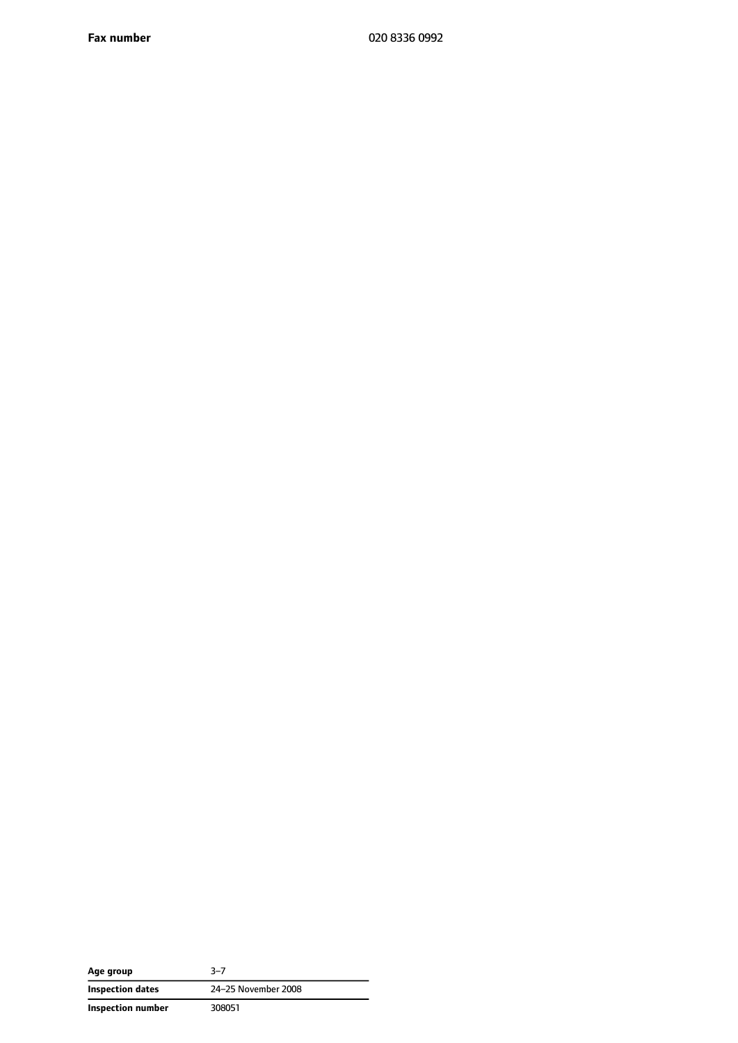| | |
|---|---|
| **Fax number** | 020 8336 0992 |

| | |
|---|---|
| **Age group** | 3–7 |
| **Inspection dates** | 24–25 November 2008 |
| **Inspection number** | 308051 |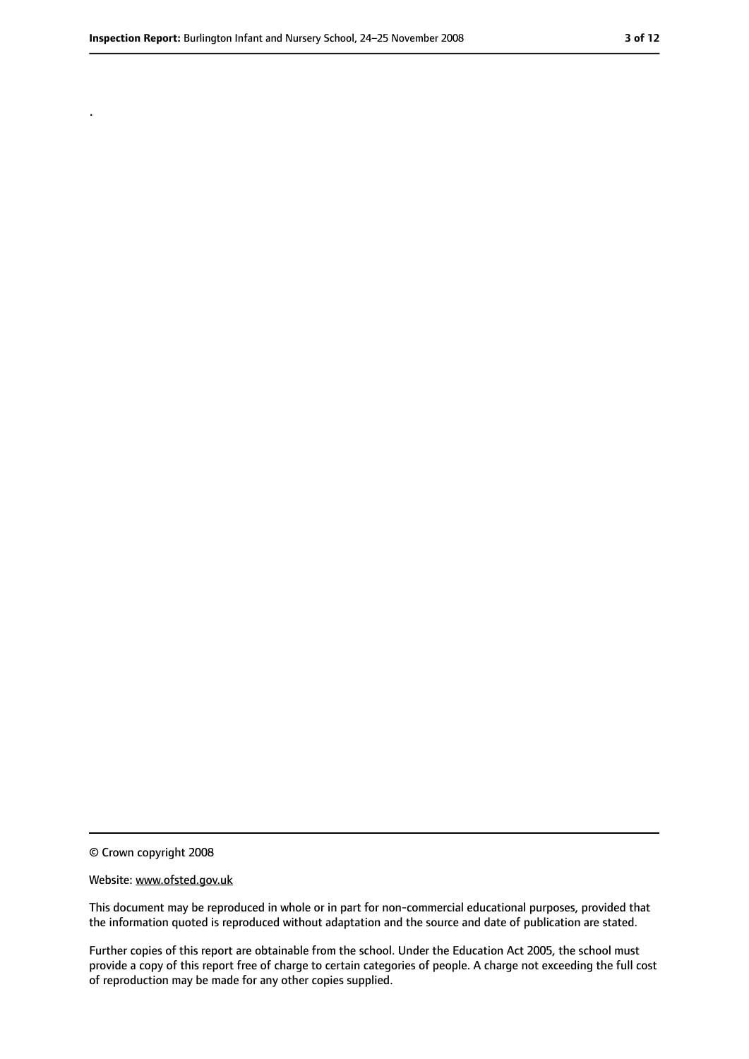.

© Crown copyright 2008

Website: www.ofsted.gov.uk

This document may be reproduced in whole or in part for non-commercial educational purposes, provided that the information quoted is reproduced without adaptation and the source and date of publication are stated.

Further copies of this report are obtainable from the school. Under the Education Act 2005, the school must provide a copy of this report free of charge to certain categories of people. A charge not exceeding the full cost of reproduction may be made for any other copies supplied.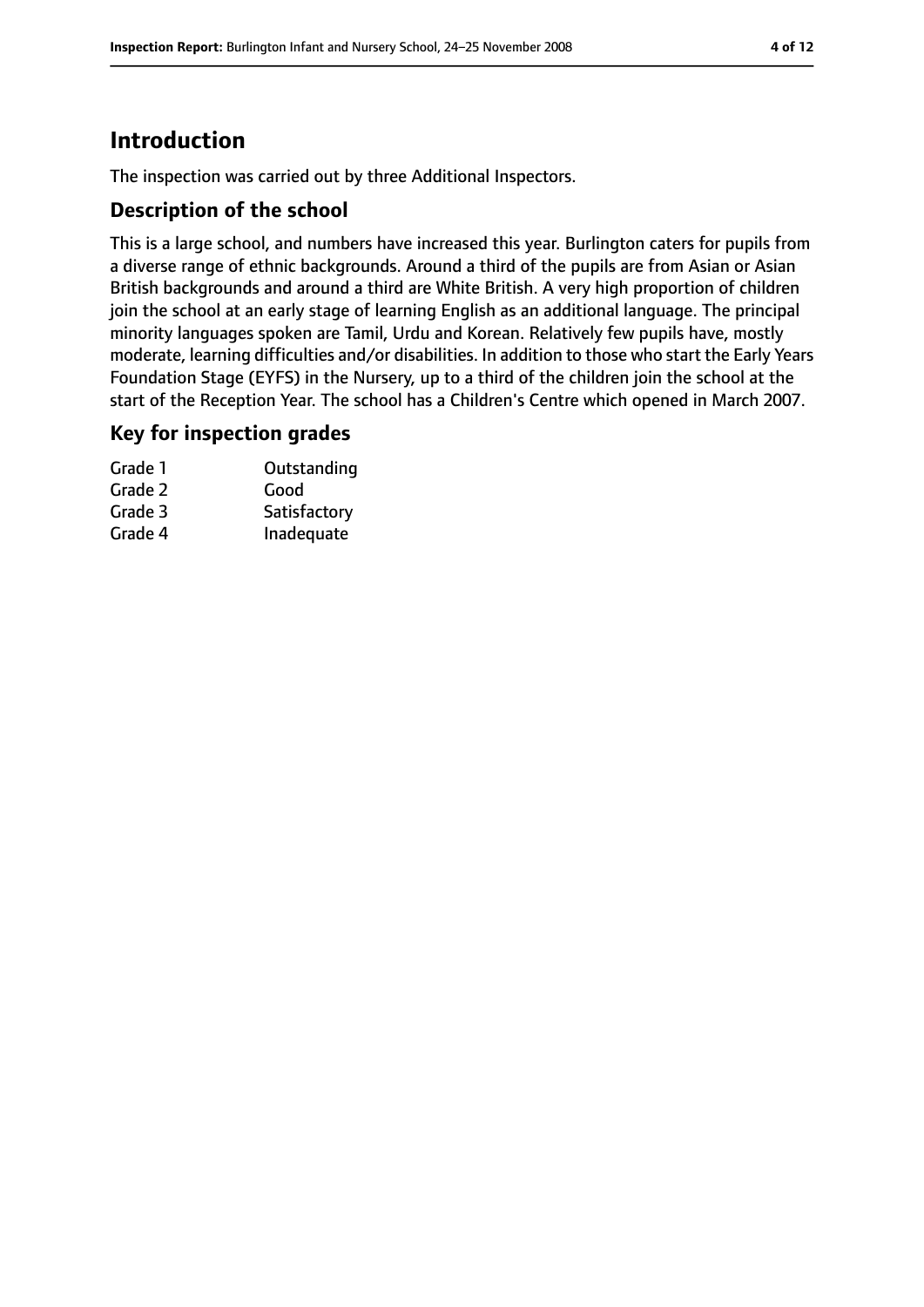# Introduction

The inspection was carried out by three Additional Inspectors.

## Description of the school

This is a large school, and numbers have increased this year. Burlington caters for pupils from a diverse range of ethnic backgrounds. Around a third of the pupils are from Asian or Asian British backgrounds and around a third are White British. A very high proportion of children join the school at an early stage of learning English as an additional language. The principal minority languages spoken are Tamil, Urdu and Korean. Relatively few pupils have, mostly moderate, learning difficulties and/or disabilities. In addition to those who start the Early Years Foundation Stage (EYFS) in the Nursery, up to a third of the children join the school at the start of the Reception Year. The school has a Children's Centre which opened in March 2007.

## Key for inspection grades

| | |
|---|---|
| Grade 1 | Outstanding |
| Grade 2 | Good |
| Grade 3 | Satisfactory |
| Grade 4 | Inadequate |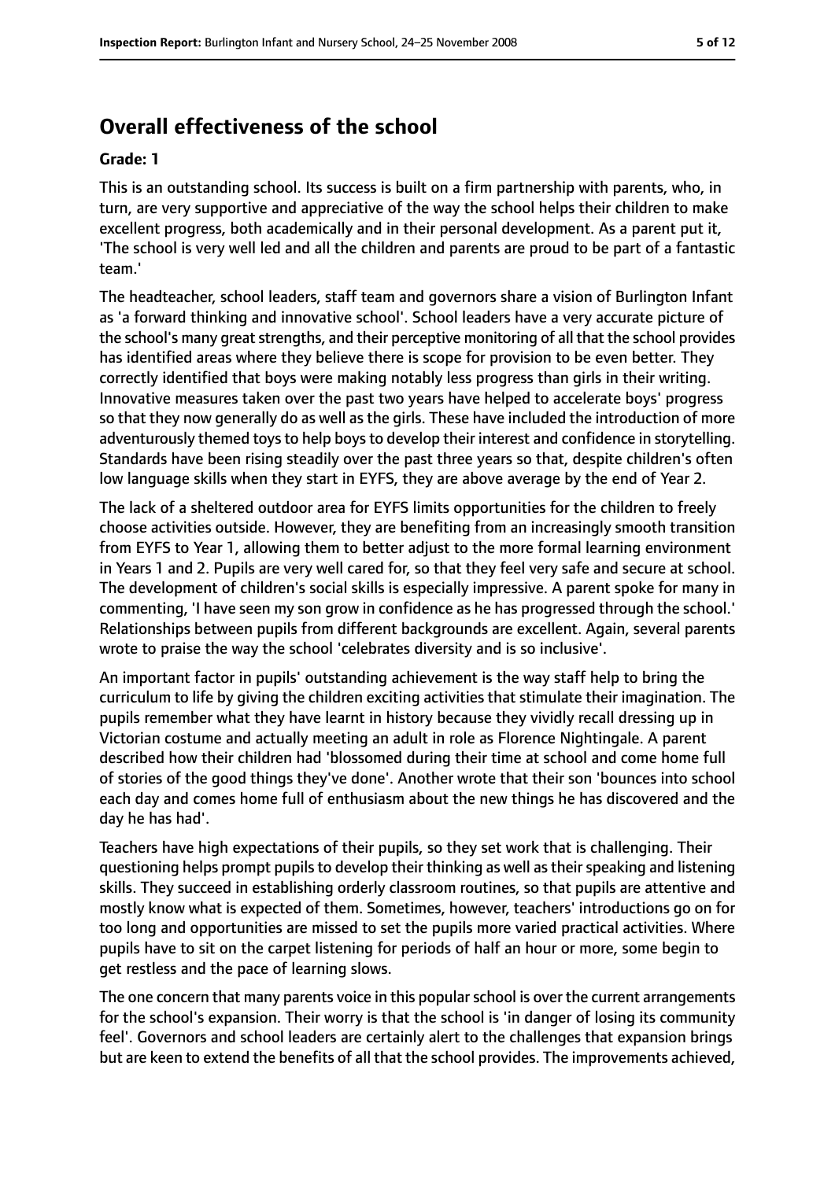## Overall effectiveness of the school

**Grade: 1**

This is an outstanding school. Its success is built on a firm partnership with parents, who, in turn, are very supportive and appreciative of the way the school helps their children to make excellent progress, both academically and in their personal development. As a parent put it, 'The school is very well led and all the children and parents are proud to be part of a fantastic team.'

The headteacher, school leaders, staff team and governors share a vision of Burlington Infant as 'a forward thinking and innovative school'. School leaders have a very accurate picture of the school's many great strengths, and their perceptive monitoring of all that the school provides has identified areas where they believe there is scope for provision to be even better. They correctly identified that boys were making notably less progress than girls in their writing. Innovative measures taken over the past two years have helped to accelerate boys' progress so that they now generally do as well as the girls. These have included the introduction of more adventurously themed toys to help boys to develop their interest and confidence in storytelling. Standards have been rising steadily over the past three years so that, despite children's often low language skills when they start in EYFS, they are above average by the end of Year 2.

The lack of a sheltered outdoor area for EYFS limits opportunities for the children to freely choose activities outside. However, they are benefiting from an increasingly smooth transition from EYFS to Year 1, allowing them to better adjust to the more formal learning environment in Years 1 and 2. Pupils are very well cared for, so that they feel very safe and secure at school. The development of children's social skills is especially impressive. A parent spoke for many in commenting, 'I have seen my son grow in confidence as he has progressed through the school.' Relationships between pupils from different backgrounds are excellent. Again, several parents wrote to praise the way the school 'celebrates diversity and is so inclusive'.

An important factor in pupils' outstanding achievement is the way staff help to bring the curriculum to life by giving the children exciting activities that stimulate their imagination. The pupils remember what they have learnt in history because they vividly recall dressing up in Victorian costume and actually meeting an adult in role as Florence Nightingale. A parent described how their children had 'blossomed during their time at school and come home full of stories of the good things they've done'. Another wrote that their son 'bounces into school each day and comes home full of enthusiasm about the new things he has discovered and the day he has had'.

Teachers have high expectations of their pupils, so they set work that is challenging. Their questioning helps prompt pupils to develop their thinking as well as their speaking and listening skills. They succeed in establishing orderly classroom routines, so that pupils are attentive and mostly know what is expected of them. Sometimes, however, teachers' introductions go on for too long and opportunities are missed to set the pupils more varied practical activities. Where pupils have to sit on the carpet listening for periods of half an hour or more, some begin to get restless and the pace of learning slows.

The one concern that many parents voice in this popular school is over the current arrangements for the school's expansion. Their worry is that the school is 'in danger of losing its community feel'. Governors and school leaders are certainly alert to the challenges that expansion brings but are keen to extend the benefits of all that the school provides. The improvements achieved,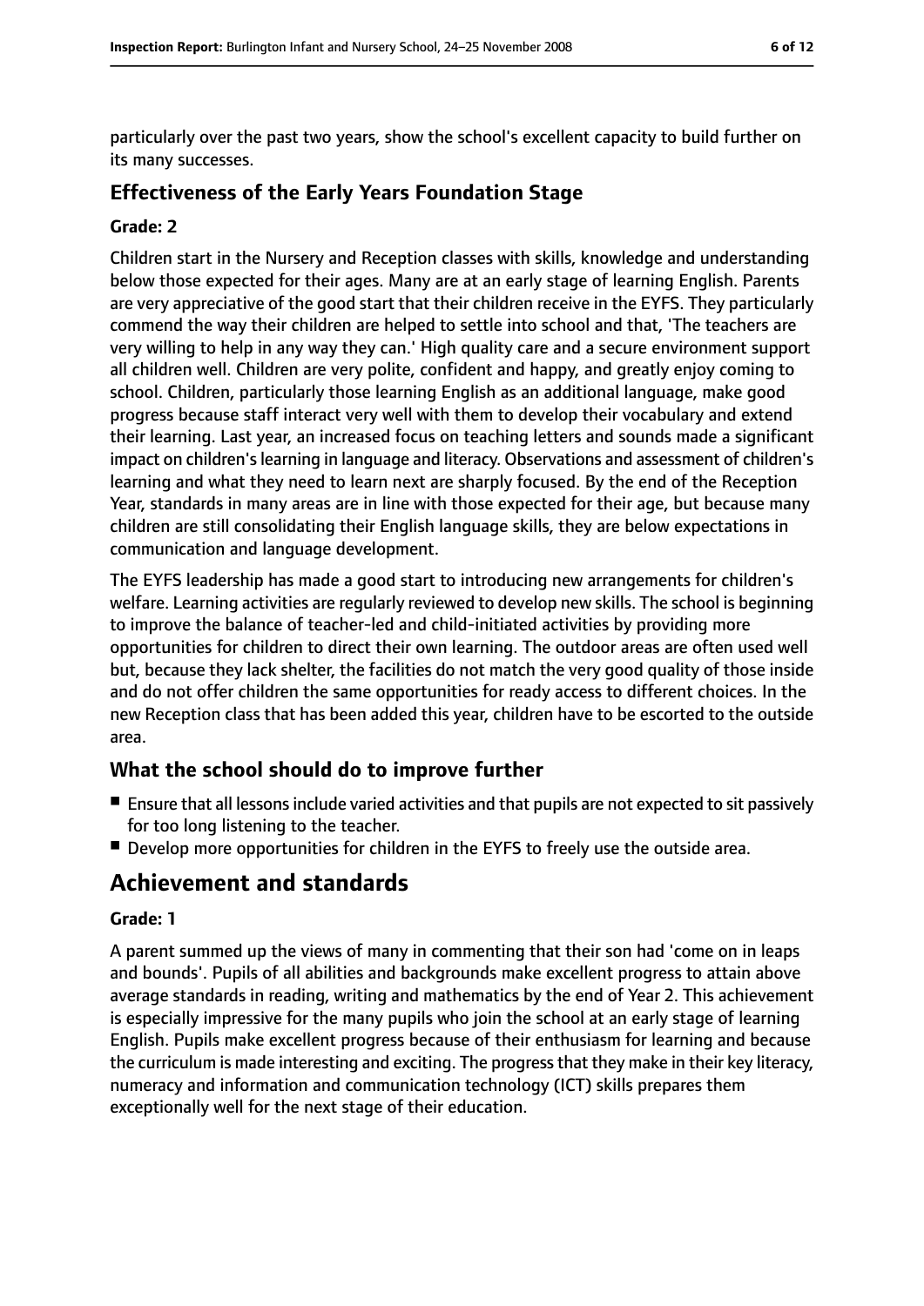particularly over the past two years, show the school's excellent capacity to build further on its many successes.

### Effectiveness of the Early Years Foundation Stage

#### Grade: 2

Children start in the Nursery and Reception classes with skills, knowledge and understanding below those expected for their ages. Many are at an early stage of learning English. Parents are very appreciative of the good start that their children receive in the EYFS. They particularly commend the way their children are helped to settle into school and that, 'The teachers are very willing to help in any way they can.' High quality care and a secure environment support all children well. Children are very polite, confident and happy, and greatly enjoy coming to school. Children, particularly those learning English as an additional language, make good progress because staff interact very well with them to develop their vocabulary and extend their learning. Last year, an increased focus on teaching letters and sounds made a significant impact on children's learning in language and literacy. Observations and assessment of children's learning and what they need to learn next are sharply focused. By the end of the Reception Year, standards in many areas are in line with those expected for their age, but because many children are still consolidating their English language skills, they are below expectations in communication and language development.

The EYFS leadership has made a good start to introducing new arrangements for children's welfare. Learning activities are regularly reviewed to develop new skills. The school is beginning to improve the balance of teacher-led and child-initiated activities by providing more opportunities for children to direct their own learning. The outdoor areas are often used well but, because they lack shelter, the facilities do not match the very good quality of those inside and do not offer children the same opportunities for ready access to different choices. In the new Reception class that has been added this year, children have to be escorted to the outside area.

### What the school should do to improve further

- Ensure that all lessons include varied activities and that pupils are not expected to sit passively for too long listening to the teacher.
- Develop more opportunities for children in the EYFS to freely use the outside area.

## Achievement and standards

#### Grade: 1

A parent summed up the views of many in commenting that their son had 'come on in leaps and bounds'. Pupils of all abilities and backgrounds make excellent progress to attain above average standards in reading, writing and mathematics by the end of Year 2. This achievement is especially impressive for the many pupils who join the school at an early stage of learning English. Pupils make excellent progress because of their enthusiasm for learning and because the curriculum is made interesting and exciting. The progress that they make in their key literacy, numeracy and information and communication technology (ICT) skills prepares them exceptionally well for the next stage of their education.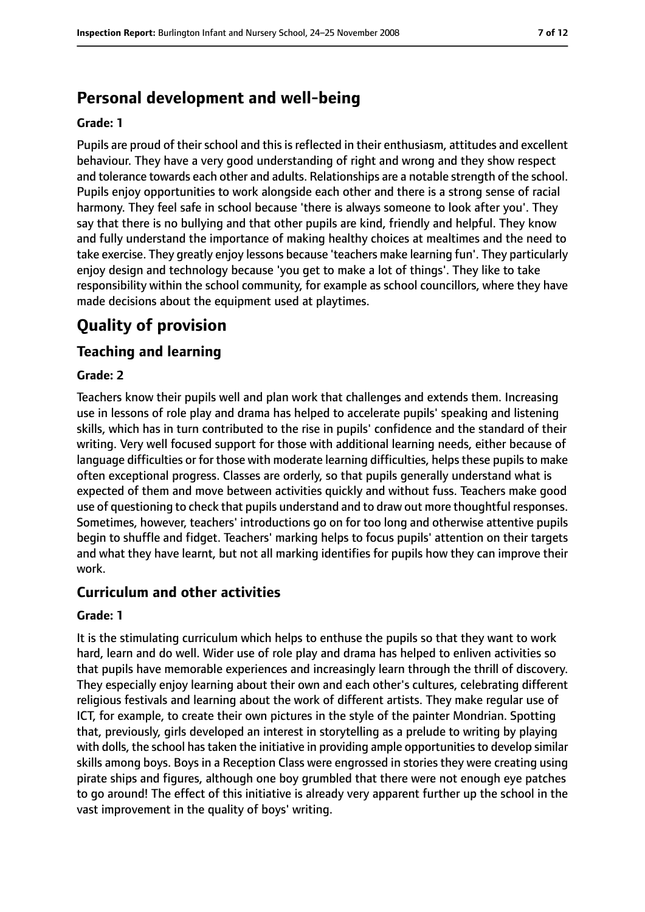## Personal development and well-being

**Grade: 1**

Pupils are proud of their school and this is reflected in their enthusiasm, attitudes and excellent behaviour. They have a very good understanding of right and wrong and they show respect and tolerance towards each other and adults. Relationships are a notable strength of the school. Pupils enjoy opportunities to work alongside each other and there is a strong sense of racial harmony. They feel safe in school because 'there is always someone to look after you'. They say that there is no bullying and that other pupils are kind, friendly and helpful. They know and fully understand the importance of making healthy choices at mealtimes and the need to take exercise. They greatly enjoy lessons because 'teachers make learning fun'. They particularly enjoy design and technology because 'you get to make a lot of things'. They like to take responsibility within the school community, for example as school councillors, where they have made decisions about the equipment used at playtimes.

# Quality of provision

## Teaching and learning

**Grade: 2**

Teachers know their pupils well and plan work that challenges and extends them. Increasing use in lessons of role play and drama has helped to accelerate pupils' speaking and listening skills, which has in turn contributed to the rise in pupils' confidence and the standard of their writing. Very well focused support for those with additional learning needs, either because of language difficulties or for those with moderate learning difficulties, helps these pupils to make often exceptional progress. Classes are orderly, so that pupils generally understand what is expected of them and move between activities quickly and without fuss. Teachers make good use of questioning to check that pupils understand and to draw out more thoughtful responses. Sometimes, however, teachers' introductions go on for too long and otherwise attentive pupils begin to shuffle and fidget. Teachers' marking helps to focus pupils' attention on their targets and what they have learnt, but not all marking identifies for pupils how they can improve their work.

## Curriculum and other activities

**Grade: 1**

It is the stimulating curriculum which helps to enthuse the pupils so that they want to work hard, learn and do well. Wider use of role play and drama has helped to enliven activities so that pupils have memorable experiences and increasingly learn through the thrill of discovery. They especially enjoy learning about their own and each other's cultures, celebrating different religious festivals and learning about the work of different artists. They make regular use of ICT, for example, to create their own pictures in the style of the painter Mondrian. Spotting that, previously, girls developed an interest in storytelling as a prelude to writing by playing with dolls, the school has taken the initiative in providing ample opportunities to develop similar skills among boys. Boys in a Reception Class were engrossed in stories they were creating using pirate ships and figures, although one boy grumbled that there were not enough eye patches to go around! The effect of this initiative is already very apparent further up the school in the vast improvement in the quality of boys' writing.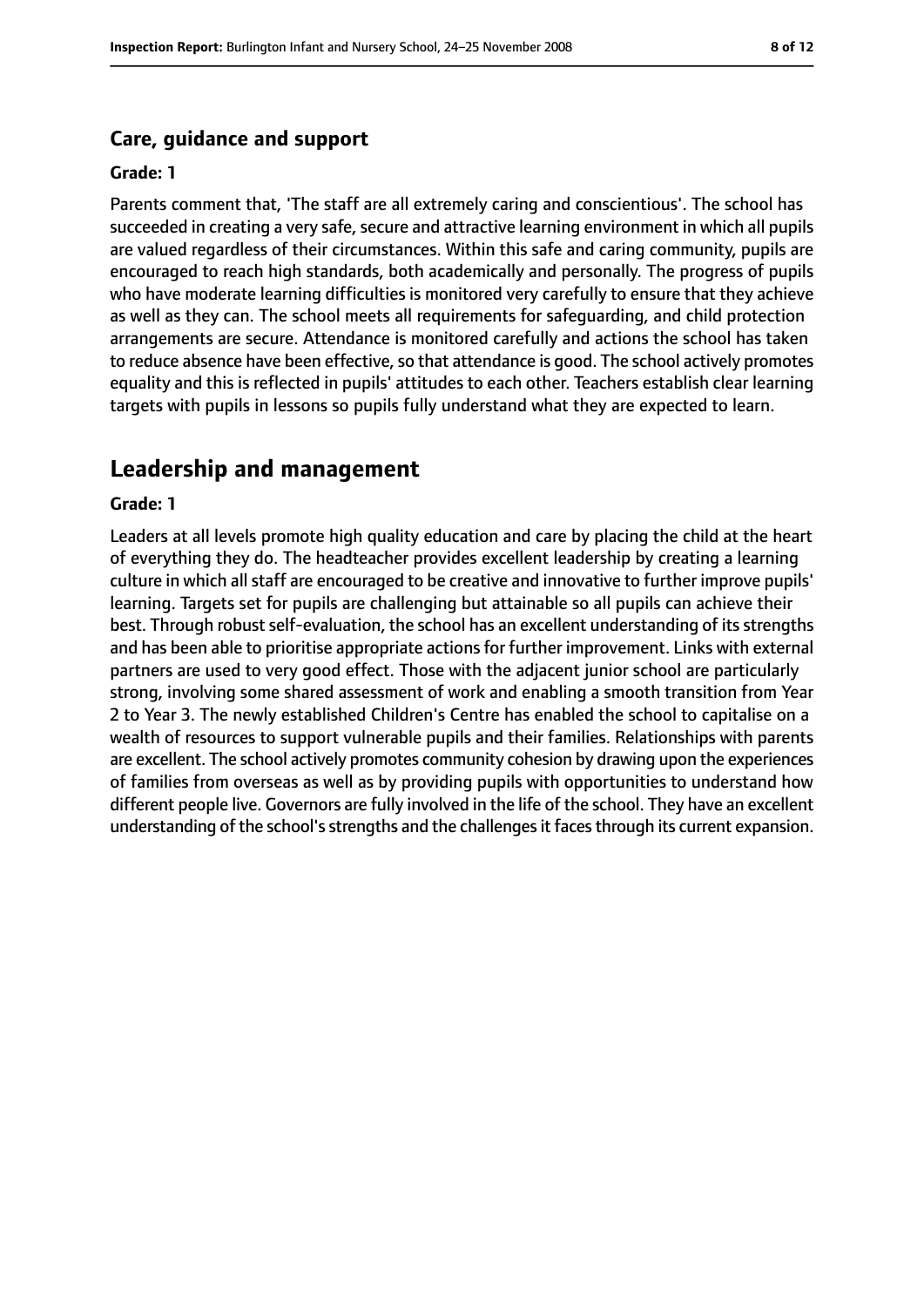### Care, guidance and support

**Grade: 1**

Parents comment that, 'The staff are all extremely caring and conscientious'. The school has succeeded in creating a very safe, secure and attractive learning environment in which all pupils are valued regardless of their circumstances. Within this safe and caring community, pupils are encouraged to reach high standards, both academically and personally. The progress of pupils who have moderate learning difficulties is monitored very carefully to ensure that they achieve as well as they can. The school meets all requirements for safeguarding, and child protection arrangements are secure. Attendance is monitored carefully and actions the school has taken to reduce absence have been effective, so that attendance is good. The school actively promotes equality and this is reflected in pupils' attitudes to each other. Teachers establish clear learning targets with pupils in lessons so pupils fully understand what they are expected to learn.

## Leadership and management

**Grade: 1**

Leaders at all levels promote high quality education and care by placing the child at the heart of everything they do. The headteacher provides excellent leadership by creating a learning culture in which all staff are encouraged to be creative and innovative to further improve pupils' learning. Targets set for pupils are challenging but attainable so all pupils can achieve their best. Through robust self-evaluation, the school has an excellent understanding of its strengths and has been able to prioritise appropriate actions for further improvement. Links with external partners are used to very good effect. Those with the adjacent junior school are particularly strong, involving some shared assessment of work and enabling a smooth transition from Year 2 to Year 3. The newly established Children's Centre has enabled the school to capitalise on a wealth of resources to support vulnerable pupils and their families. Relationships with parents are excellent. The school actively promotes community cohesion by drawing upon the experiences of families from overseas as well as by providing pupils with opportunities to understand how different people live. Governors are fully involved in the life of the school. They have an excellent understanding of the school's strengths and the challenges it faces through its current expansion.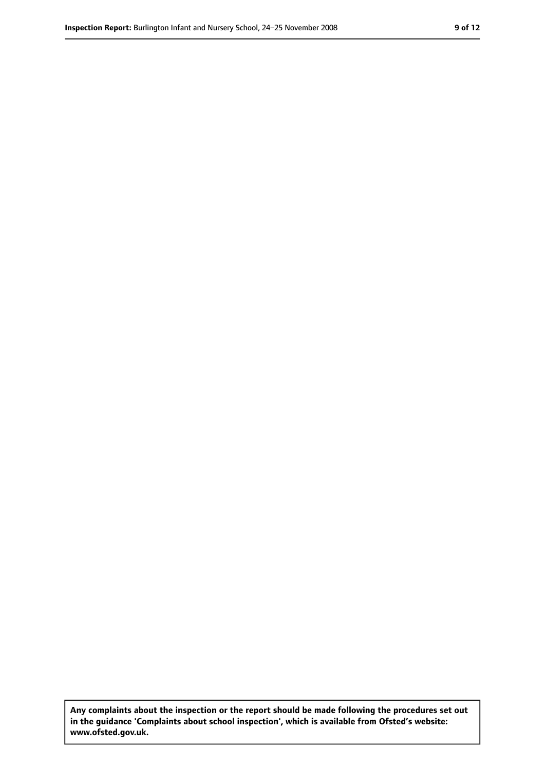**Any complaints about the inspection or the report should be made following the procedures set out in the guidance 'Complaints about school inspection', which is available from Ofsted's website: www.ofsted.gov.uk.**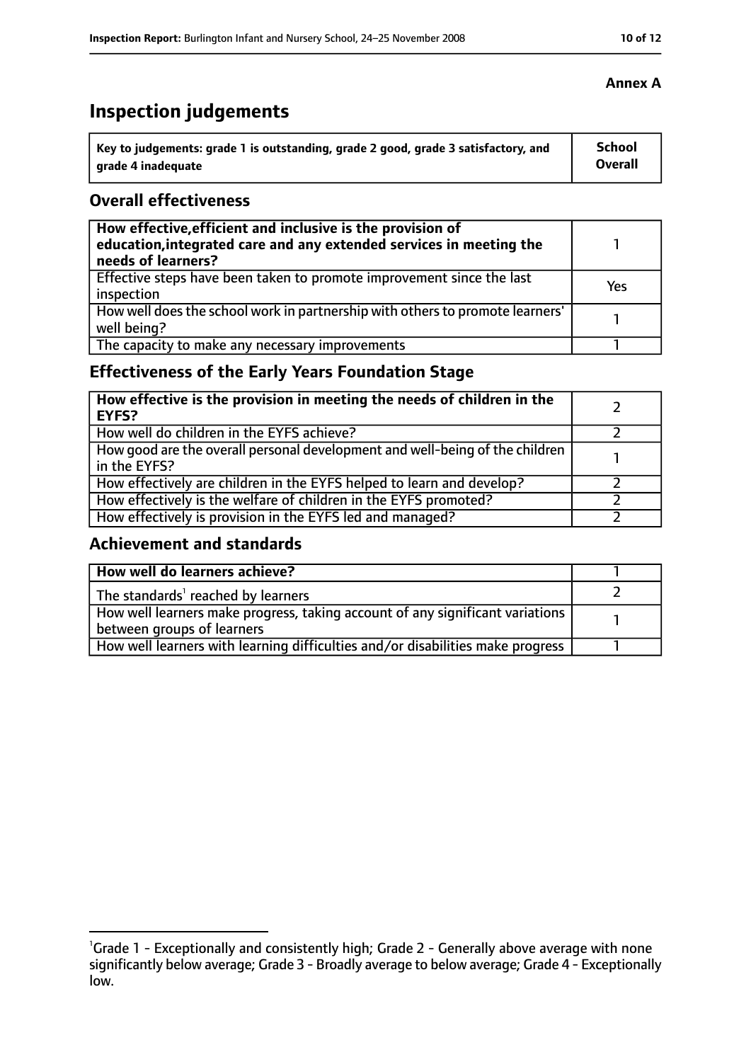**Annex A**

# Inspection judgements

| Key to judgements: grade 1 is outstanding, grade 2 good, grade 3 satisfactory, and grade 4 inadequate | School Overall |
|---|---|

## Overall effectiveness

| | |
|---|---|
| **How effective, efficient and inclusive is the provision of education, integrated care and any extended services in meeting the needs of learners?** | 1 |
| Effective steps have been taken to promote improvement since the last inspection | Yes |
| How well does the school work in partnership with others to promote learners' well being? | 1 |
| The capacity to make any necessary improvements | 1 |

## Effectiveness of the Early Years Foundation Stage

| | |
|---|---|
| **How effective is the provision in meeting the needs of children in the EYFS?** | 2 |
| How well do children in the EYFS achieve? | 2 |
| How good are the overall personal development and well-being of the children in the EYFS? | 1 |
| How effectively are children in the EYFS helped to learn and develop? | 2 |
| How effectively is the welfare of children in the EYFS promoted? | 2 |
| How effectively is provision in the EYFS led and managed? | 2 |

## Achievement and standards

| | |
|---|---|
| **How well do learners achieve?** | 1 |
| The standards[1] reached by learners | 2 |
| How well learners make progress, taking account of any significant variations between groups of learners | 1 |
| How well learners with learning difficulties and/or disabilities make progress | 1 |

[1] Grade 1 - Exceptionally and consistently high; Grade 2 - Generally above average with none significantly below average; Grade 3 - Broadly average to below average; Grade 4 - Exceptionally low.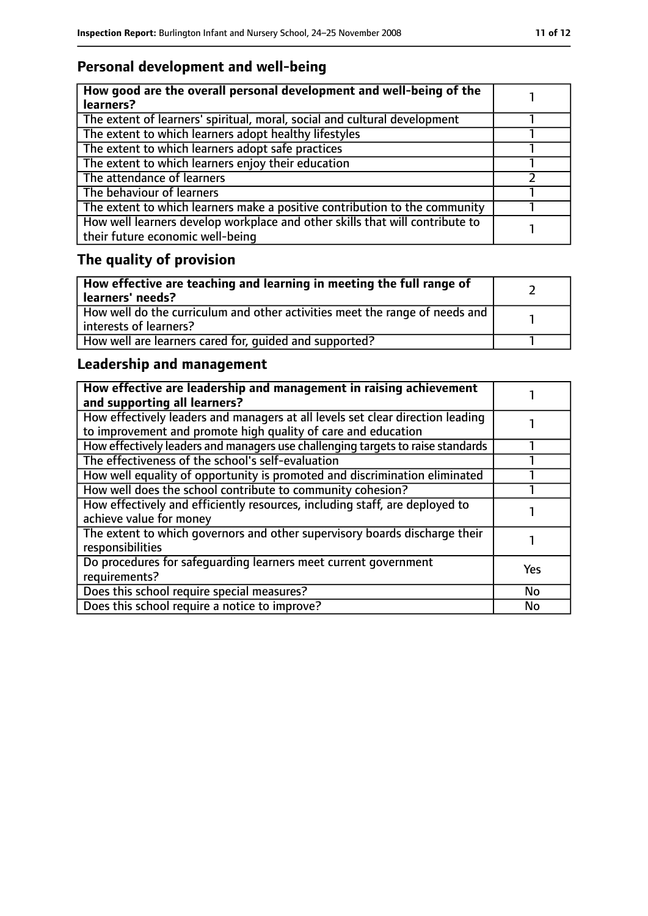## Personal development and well-being

| How good are the overall personal development and well-being of the learners? | 1 |
|---|---|
| The extent of learners' spiritual, moral, social and cultural development | 1 |
| The extent to which learners adopt healthy lifestyles | 1 |
| The extent to which learners adopt safe practices | 1 |
| The extent to which learners enjoy their education | 1 |
| The attendance of learners | 2 |
| The behaviour of learners | 1 |
| The extent to which learners make a positive contribution to the community | 1 |
| How well learners develop workplace and other skills that will contribute to their future economic well-being | 1 |

## The quality of provision

| How effective are teaching and learning in meeting the full range of learners' needs? | 2 |
|---|---|
| How well do the curriculum and other activities meet the range of needs and interests of learners? | 1 |
| How well are learners cared for, guided and supported? | 1 |

## Leadership and management

| How effective are leadership and management in raising achievement and supporting all learners? | 1 |
|---|---|
| How effectively leaders and managers at all levels set clear direction leading to improvement and promote high quality of care and education | 1 |
| How effectively leaders and managers use challenging targets to raise standards | 1 |
| The effectiveness of the school's self-evaluation | 1 |
| How well equality of opportunity is promoted and discrimination eliminated | 1 |
| How well does the school contribute to community cohesion? | 1 |
| How effectively and efficiently resources, including staff, are deployed to achieve value for money | 1 |
| The extent to which governors and other supervisory boards discharge their responsibilities | 1 |
| Do procedures for safeguarding learners meet current government requirements? | Yes |
| Does this school require special measures? | No |
| Does this school require a notice to improve? | No |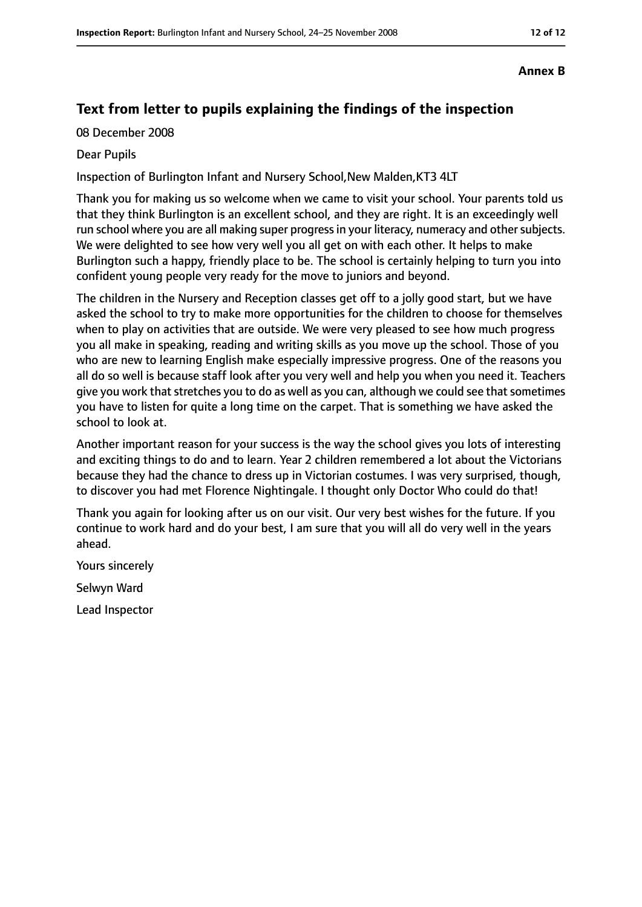**Annex B**

## Text from letter to pupils explaining the findings of the inspection

08 December 2008

Dear Pupils

Inspection of Burlington Infant and Nursery School,New Malden,KT3 4LT

Thank you for making us so welcome when we came to visit your school. Your parents told us that they think Burlington is an excellent school, and they are right. It is an exceedingly well run school where you are all making super progress in your literacy, numeracy and other subjects. We were delighted to see how very well you all get on with each other. It helps to make Burlington such a happy, friendly place to be. The school is certainly helping to turn you into confident young people very ready for the move to juniors and beyond.

The children in the Nursery and Reception classes get off to a jolly good start, but we have asked the school to try to make more opportunities for the children to choose for themselves when to play on activities that are outside. We were very pleased to see how much progress you all make in speaking, reading and writing skills as you move up the school. Those of you who are new to learning English make especially impressive progress. One of the reasons you all do so well is because staff look after you very well and help you when you need it. Teachers give you work that stretches you to do as well as you can, although we could see that sometimes you have to listen for quite a long time on the carpet. That is something we have asked the school to look at.

Another important reason for your success is the way the school gives you lots of interesting and exciting things to do and to learn. Year 2 children remembered a lot about the Victorians because they had the chance to dress up in Victorian costumes. I was very surprised, though, to discover you had met Florence Nightingale. I thought only Doctor Who could do that!

Thank you again for looking after us on our visit. Our very best wishes for the future. If you continue to work hard and do your best, I am sure that you will all do very well in the years ahead.

Yours sincerely

Selwyn Ward

Lead Inspector